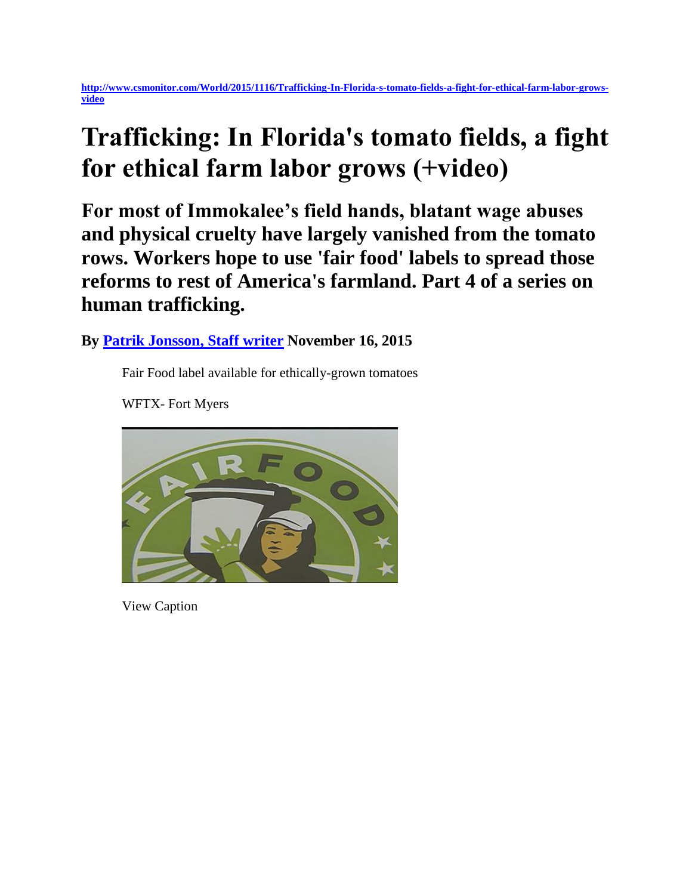http://www.csmonitor.com/World/2015/1116/Trafficking-In-Florida-s-tomato-fields-a-fight-for-ethical-farm-labor-grows-video

# Trafficking: In Florida's tomato fields, a fight for ethical farm labor grows (+video)

## For most of Immokalee's field hands, blatant wage abuses and physical cruelty have largely vanished from the tomato rows. Workers hope to use 'fair food' labels to spread those reforms to rest of America's farmland. Part 4 of a series on human trafficking.

**By Patrik Jonsson, Staff writer November 16, 2015**

Fair Food label available for ethically-grown tomatoes

WFTX- Fort Myers

View Caption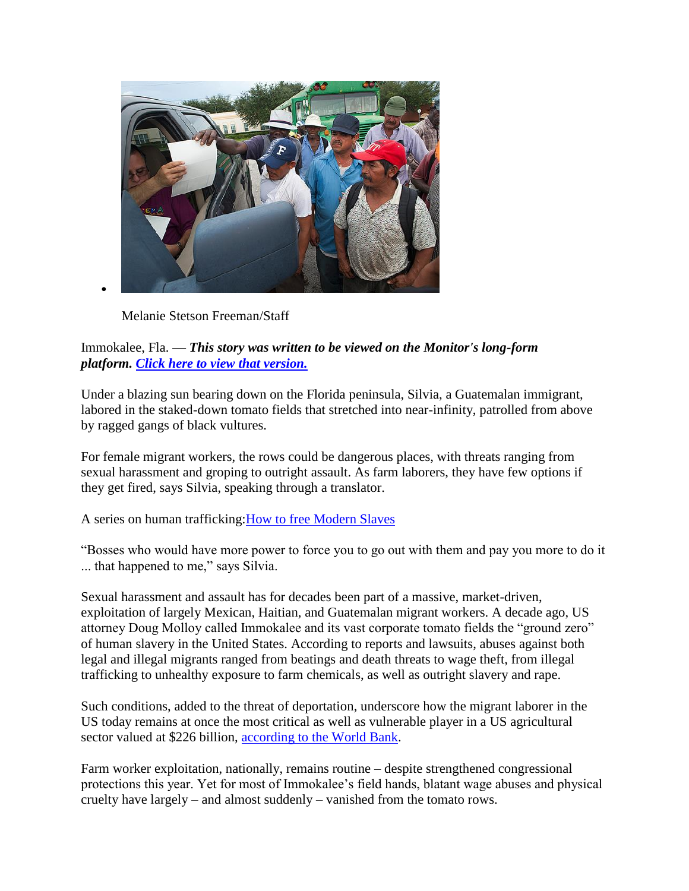Melanie Stetson Freeman/Staff

Immokalee, Fla. — ***This story was written to be viewed on the Monitor's long-form platform. [Click here to view that version.](#)***

Under a blazing sun bearing down on the Florida peninsula, Silvia, a Guatemalan immigrant, labored in the staked-down tomato fields that stretched into near-infinity, patrolled from above by ragged gangs of black vultures.

For female migrant workers, the rows could be dangerous places, with threats ranging from sexual harassment and groping to outright assault. As farm laborers, they have few options if they get fired, says Silvia, speaking through a translator.

A series on human trafficking:[How to free Modern Slaves](#)

"Bosses who would have more power to force you to go out with them and pay you more to do it ... that happened to me," says Silvia.

Sexual harassment and assault has for decades been part of a massive, market-driven, exploitation of largely Mexican, Haitian, and Guatemalan migrant workers. A decade ago, US attorney Doug Molloy called Immokalee and its vast corporate tomato fields the "ground zero" of human slavery in the United States. According to reports and lawsuits, abuses against both legal and illegal migrants ranged from beatings and death threats to wage theft, from illegal trafficking to unhealthy exposure to farm chemicals, as well as outright slavery and rape.

Such conditions, added to the threat of deportation, underscore how the migrant laborer in the US today remains at once the most critical as well as vulnerable player in a US agricultural sector valued at $226 billion, [according to the World Bank](#).

Farm worker exploitation, nationally, remains routine – despite strengthened congressional protections this year. Yet for most of Immokalee's field hands, blatant wage abuses and physical cruelty have largely – and almost suddenly – vanished from the tomato rows.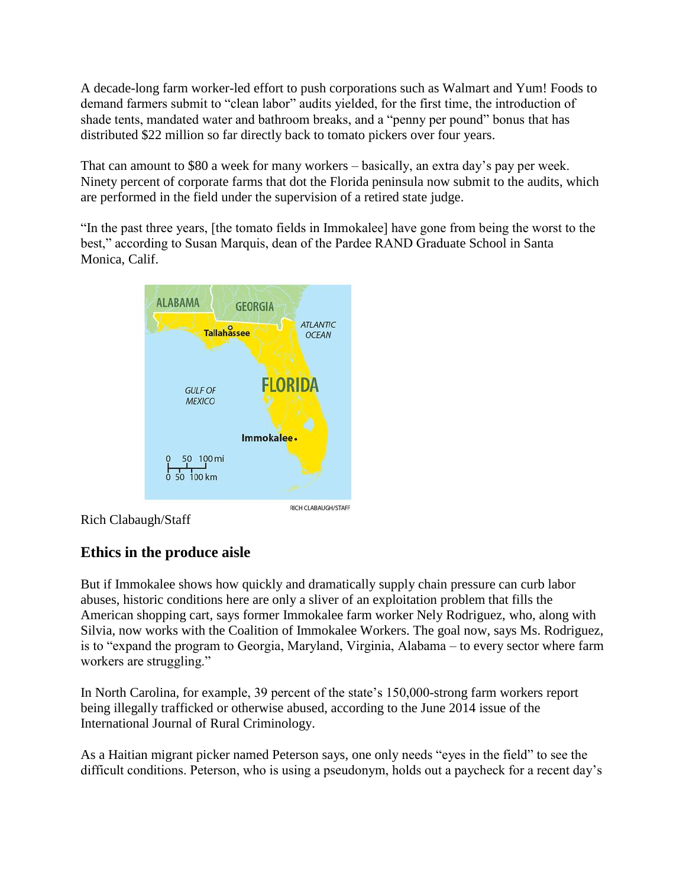A decade-long farm worker-led effort to push corporations such as Walmart and Yum! Foods to demand farmers submit to "clean labor" audits yielded, for the first time, the introduction of shade tents, mandated water and bathroom breaks, and a "penny per pound" bonus that has distributed $22 million so far directly back to tomato pickers over four years.

That can amount to $80 a week for many workers – basically, an extra day's pay per week. Ninety percent of corporate farms that dot the Florida peninsula now submit to the audits, which are performed in the field under the supervision of a retired state judge.

"In the past three years, [the tomato fields in Immokalee] have gone from being the worst to the best," according to Susan Marquis, dean of the Pardee RAND Graduate School in Santa Monica, Calif.

ALABAMA
GEORGIA
Tallahassee
ATLANTIC OCEAN
GULF OF MEXICO
FLORIDA
Immokalee
0 50 100 mi
0 50 100 km
RICH CLABAUGH/STAFF

Rich Clabaugh/Staff

## Ethics in the produce aisle

But if Immokalee shows how quickly and dramatically supply chain pressure can curb labor abuses, historic conditions here are only a sliver of an exploitation problem that fills the American shopping cart, says former Immokalee farm worker Nely Rodriguez, who, along with Silvia, now works with the Coalition of Immokalee Workers. The goal now, says Ms. Rodriguez, is to "expand the program to Georgia, Maryland, Virginia, Alabama – to every sector where farm workers are struggling."

In North Carolina, for example, 39 percent of the state's 150,000-strong farm workers report being illegally trafficked or otherwise abused, according to the June 2014 issue of the International Journal of Rural Criminology.

As a Haitian migrant picker named Peterson says, one only needs "eyes in the field" to see the difficult conditions. Peterson, who is using a pseudonym, holds out a paycheck for a recent day's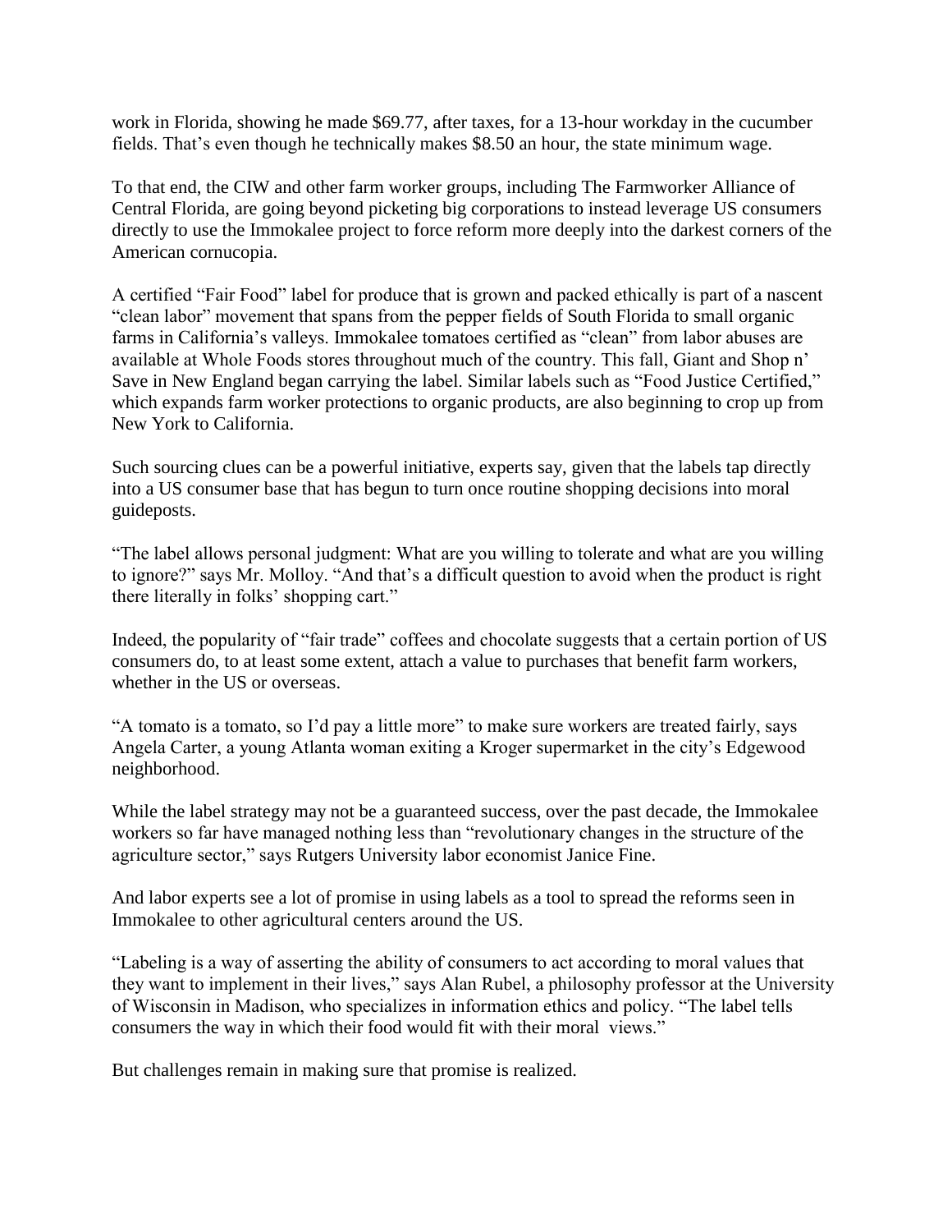work in Florida, showing he made $69.77, after taxes, for a 13-hour workday in the cucumber fields. That's even though he technically makes $8.50 an hour, the state minimum wage.

To that end, the CIW and other farm worker groups, including The Farmworker Alliance of Central Florida, are going beyond picketing big corporations to instead leverage US consumers directly to use the Immokalee project to force reform more deeply into the darkest corners of the American cornucopia.

A certified "Fair Food" label for produce that is grown and packed ethically is part of a nascent "clean labor" movement that spans from the pepper fields of South Florida to small organic farms in California's valleys. Immokalee tomatoes certified as "clean" from labor abuses are available at Whole Foods stores throughout much of the country. This fall, Giant and Shop n' Save in New England began carrying the label. Similar labels such as "Food Justice Certified," which expands farm worker protections to organic products, are also beginning to crop up from New York to California.

Such sourcing clues can be a powerful initiative, experts say, given that the labels tap directly into a US consumer base that has begun to turn once routine shopping decisions into moral guideposts.

"The label allows personal judgment: What are you willing to tolerate and what are you willing to ignore?" says Mr. Molloy. "And that's a difficult question to avoid when the product is right there literally in folks' shopping cart."

Indeed, the popularity of "fair trade" coffees and chocolate suggests that a certain portion of US consumers do, to at least some extent, attach a value to purchases that benefit farm workers, whether in the US or overseas.

"A tomato is a tomato, so I'd pay a little more" to make sure workers are treated fairly, says Angela Carter, a young Atlanta woman exiting a Kroger supermarket in the city's Edgewood neighborhood.

While the label strategy may not be a guaranteed success, over the past decade, the Immokalee workers so far have managed nothing less than "revolutionary changes in the structure of the agriculture sector," says Rutgers University labor economist Janice Fine.

And labor experts see a lot of promise in using labels as a tool to spread the reforms seen in Immokalee to other agricultural centers around the US.

"Labeling is a way of asserting the ability of consumers to act according to moral values that they want to implement in their lives," says Alan Rubel, a philosophy professor at the University of Wisconsin in Madison, who specializes in information ethics and policy. "The label tells consumers the way in which their food would fit with their moral views."

But challenges remain in making sure that promise is realized.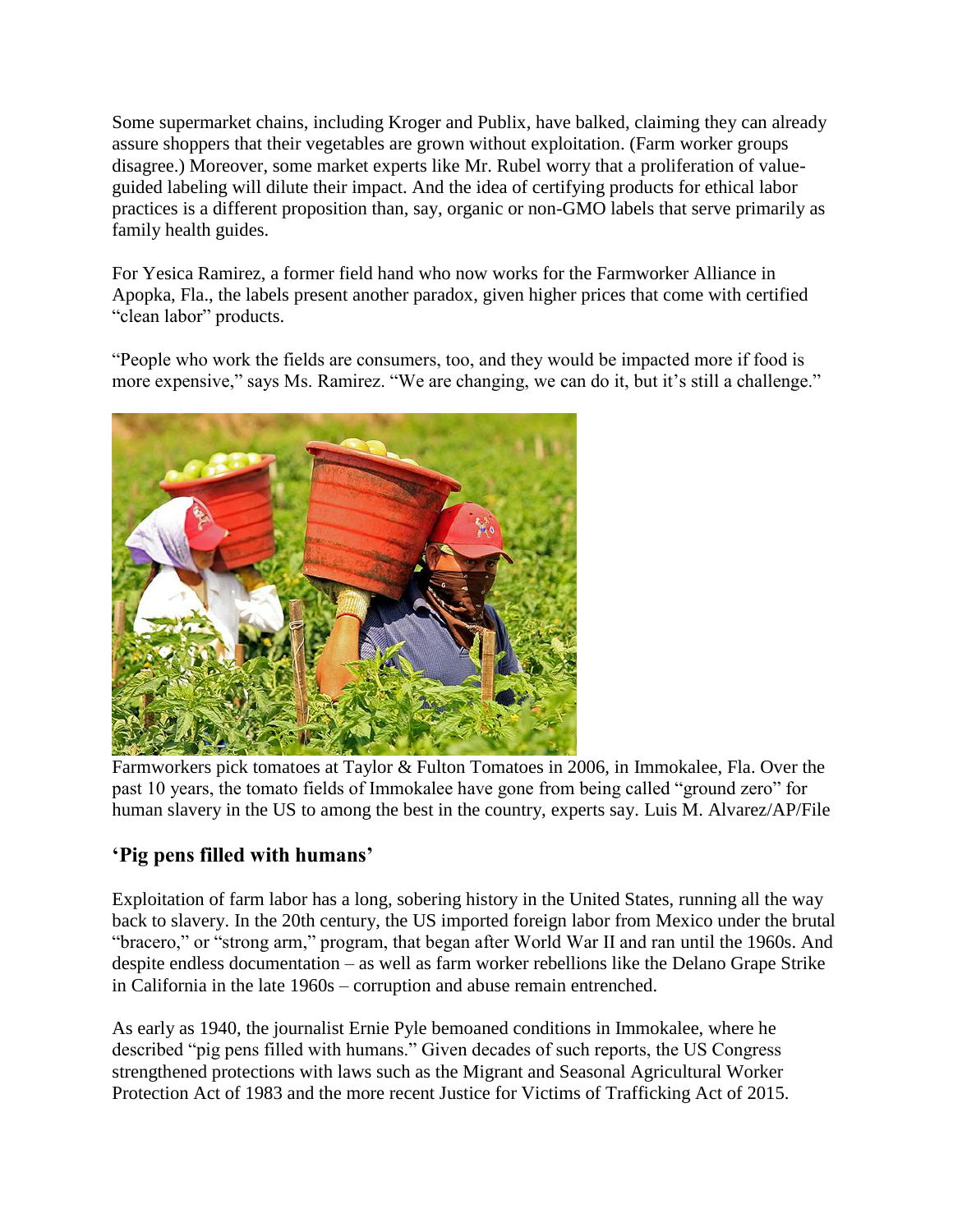Some supermarket chains, including Kroger and Publix, have balked, claiming they can already assure shoppers that their vegetables are grown without exploitation. (Farm worker groups disagree.) Moreover, some market experts like Mr. Rubel worry that a proliferation of value-guided labeling will dilute their impact. And the idea of certifying products for ethical labor practices is a different proposition than, say, organic or non-GMO labels that serve primarily as family health guides.

For Yesica Ramirez, a former field hand who now works for the Farmworker Alliance in Apopka, Fla., the labels present another paradox, given higher prices that come with certified "clean labor" products.

"People who work the fields are consumers, too, and they would be impacted more if food is more expensive," says Ms. Ramirez. "We are changing, we can do it, but it's still a challenge."

Farmworkers pick tomatoes at Taylor & Fulton Tomatoes in 2006, in Immokalee, Fla. Over the past 10 years, the tomato fields of Immokalee have gone from being called "ground zero" for human slavery in the US to among the best in the country, experts say. Luis M. Alvarez/AP/File

## 'Pig pens filled with humans'

Exploitation of farm labor has a long, sobering history in the United States, running all the way back to slavery. In the 20th century, the US imported foreign labor from Mexico under the brutal "bracero," or "strong arm," program, that began after World War II and ran until the 1960s. And despite endless documentation – as well as farm worker rebellions like the Delano Grape Strike in California in the late 1960s – corruption and abuse remain entrenched.

As early as 1940, the journalist Ernie Pyle bemoaned conditions in Immokalee, where he described "pig pens filled with humans." Given decades of such reports, the US Congress strengthened protections with laws such as the Migrant and Seasonal Agricultural Worker Protection Act of 1983 and the more recent Justice for Victims of Trafficking Act of 2015.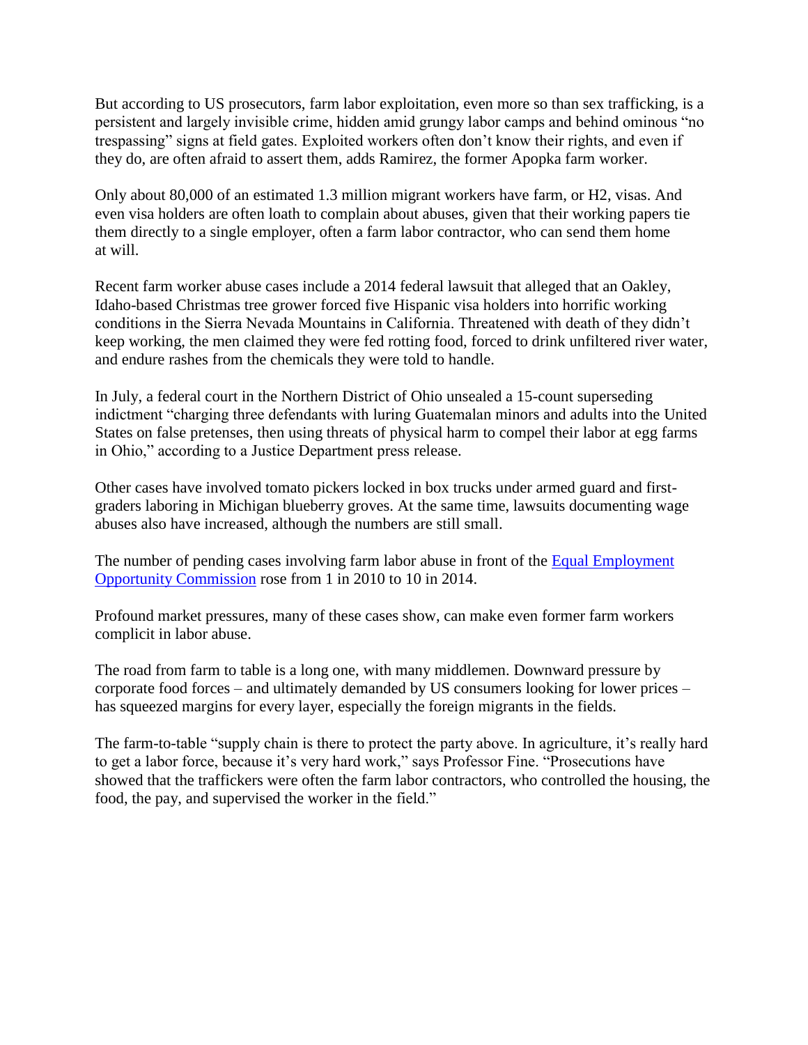But according to US prosecutors, farm labor exploitation, even more so than sex trafficking, is a persistent and largely invisible crime, hidden amid grungy labor camps and behind ominous "no trespassing" signs at field gates. Exploited workers often don't know their rights, and even if they do, are often afraid to assert them, adds Ramirez, the former Apopka farm worker.

Only about 80,000 of an estimated 1.3 million migrant workers have farm, or H2, visas. And even visa holders are often loath to complain about abuses, given that their working papers tie them directly to a single employer, often a farm labor contractor, who can send them home at will.

Recent farm worker abuse cases include a 2014 federal lawsuit that alleged that an Oakley, Idaho-based Christmas tree grower forced five Hispanic visa holders into horrific working conditions in the Sierra Nevada Mountains in California. Threatened with death of they didn't keep working, the men claimed they were fed rotting food, forced to drink unfiltered river water, and endure rashes from the chemicals they were told to handle.

In July, a federal court in the Northern District of Ohio unsealed a 15-count superseding indictment "charging three defendants with luring Guatemalan minors and adults into the United States on false pretenses, then using threats of physical harm to compel their labor at egg farms in Ohio," according to a Justice Department press release.

Other cases have involved tomato pickers locked in box trucks under armed guard and first-graders laboring in Michigan blueberry groves. At the same time, lawsuits documenting wage abuses also have increased, although the numbers are still small.

The number of pending cases involving farm labor abuse in front of the [Equal Employment Opportunity Commission] rose from 1 in 2010 to 10 in 2014.

Profound market pressures, many of these cases show, can make even former farm workers complicit in labor abuse.

The road from farm to table is a long one, with many middlemen. Downward pressure by corporate food forces – and ultimately demanded by US consumers looking for lower prices – has squeezed margins for every layer, especially the foreign migrants in the fields.

The farm-to-table "supply chain is there to protect the party above. In agriculture, it's really hard to get a labor force, because it's very hard work," says Professor Fine. "Prosecutions have showed that the traffickers were often the farm labor contractors, who controlled the housing, the food, the pay, and supervised the worker in the field."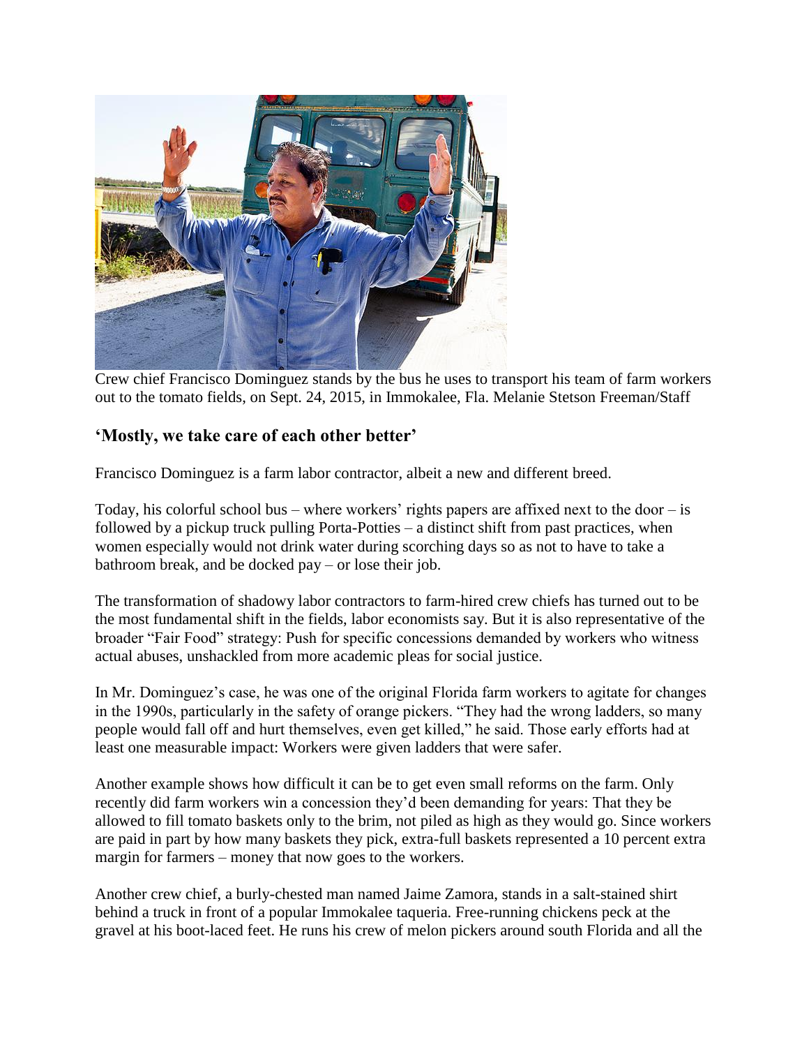Crew chief Francisco Dominguez stands by the bus he uses to transport his team of farm workers out to the tomato fields, on Sept. 24, 2015, in Immokalee, Fla. Melanie Stetson Freeman/Staff

### 'Mostly, we take care of each other better'

Francisco Dominguez is a farm labor contractor, albeit a new and different breed.

Today, his colorful school bus – where workers' rights papers are affixed next to the door – is followed by a pickup truck pulling Porta-Potties – a distinct shift from past practices, when women especially would not drink water during scorching days so as not to have to take a bathroom break, and be docked pay – or lose their job.

The transformation of shadowy labor contractors to farm-hired crew chiefs has turned out to be the most fundamental shift in the fields, labor economists say. But it is also representative of the broader "Fair Food" strategy: Push for specific concessions demanded by workers who witness actual abuses, unshackled from more academic pleas for social justice.

In Mr. Dominguez's case, he was one of the original Florida farm workers to agitate for changes in the 1990s, particularly in the safety of orange pickers. "They had the wrong ladders, so many people would fall off and hurt themselves, even get killed," he said. Those early efforts had at least one measurable impact: Workers were given ladders that were safer.

Another example shows how difficult it can be to get even small reforms on the farm. Only recently did farm workers win a concession they'd been demanding for years: That they be allowed to fill tomato baskets only to the brim, not piled as high as they would go. Since workers are paid in part by how many baskets they pick, extra-full baskets represented a 10 percent extra margin for farmers – money that now goes to the workers.

Another crew chief, a burly-chested man named Jaime Zamora, stands in a salt-stained shirt behind a truck in front of a popular Immokalee taqueria. Free-running chickens peck at the gravel at his boot-laced feet. He runs his crew of melon pickers around south Florida and all the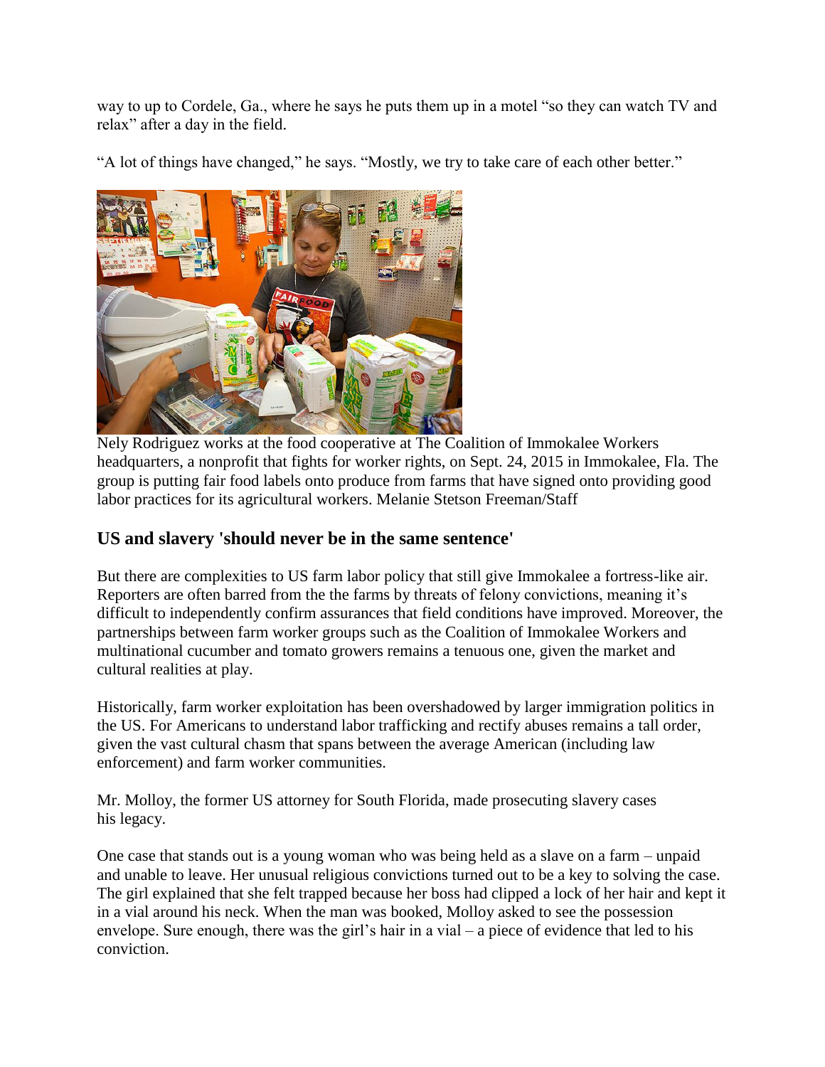way to up to Cordele, Ga., where he says he puts them up in a motel "so they can watch TV and relax" after a day in the field.

"A lot of things have changed," he says. "Mostly, we try to take care of each other better."

Nely Rodriguez works at the food cooperative at The Coalition of Immokalee Workers headquarters, a nonprofit that fights for worker rights, on Sept. 24, 2015 in Immokalee, Fla. The group is putting fair food labels onto produce from farms that have signed onto providing good labor practices for its agricultural workers. Melanie Stetson Freeman/Staff

### US and slavery 'should never be in the same sentence'

But there are complexities to US farm labor policy that still give Immokalee a fortress-like air. Reporters are often barred from the the farms by threats of felony convictions, meaning it's difficult to independently confirm assurances that field conditions have improved. Moreover, the partnerships between farm worker groups such as the Coalition of Immokalee Workers and multinational cucumber and tomato growers remains a tenuous one, given the market and cultural realities at play.

Historically, farm worker exploitation has been overshadowed by larger immigration politics in the US. For Americans to understand labor trafficking and rectify abuses remains a tall order, given the vast cultural chasm that spans between the average American (including law enforcement) and farm worker communities.

Mr. Molloy, the former US attorney for South Florida, made prosecuting slavery cases his legacy.

One case that stands out is a young woman who was being held as a slave on a farm – unpaid and unable to leave. Her unusual religious convictions turned out to be a key to solving the case. The girl explained that she felt trapped because her boss had clipped a lock of her hair and kept it in a vial around his neck. When the man was booked, Molloy asked to see the possession envelope. Sure enough, there was the girl's hair in a vial – a piece of evidence that led to his conviction.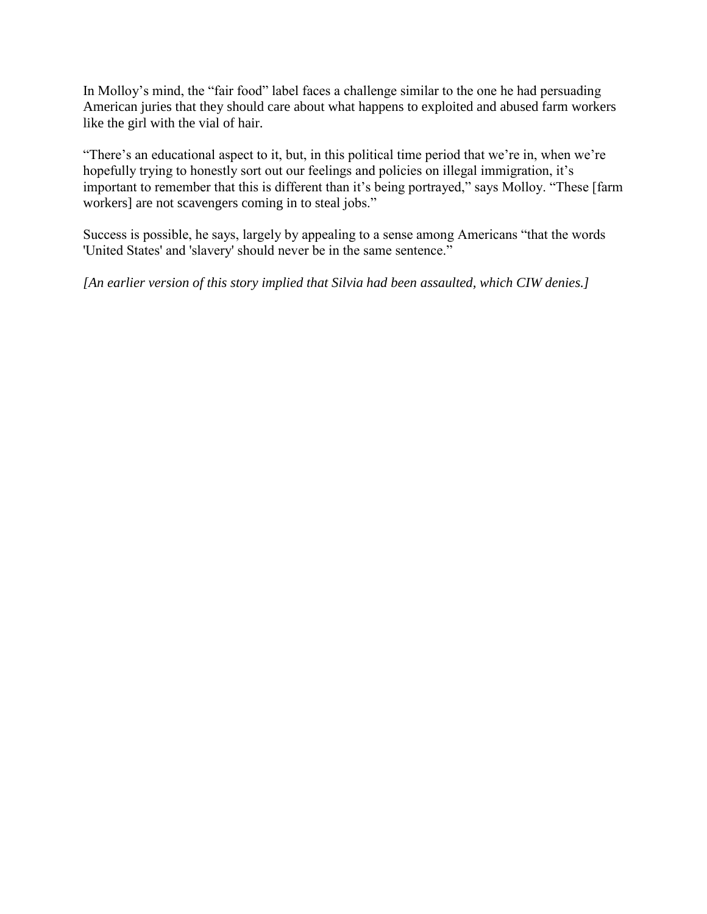In Molloy's mind, the "fair food" label faces a challenge similar to the one he had persuading American juries that they should care about what happens to exploited and abused farm workers like the girl with the vial of hair.

"There's an educational aspect to it, but, in this political time period that we're in, when we're hopefully trying to honestly sort out our feelings and policies on illegal immigration, it's important to remember that this is different than it's being portrayed," says Molloy. "These [farm workers] are not scavengers coming in to steal jobs."

Success is possible, he says, largely by appealing to a sense among Americans "that the words 'United States' and 'slavery' should never be in the same sentence."

*[An earlier version of this story implied that Silvia had been assaulted, which CIW denies.]*